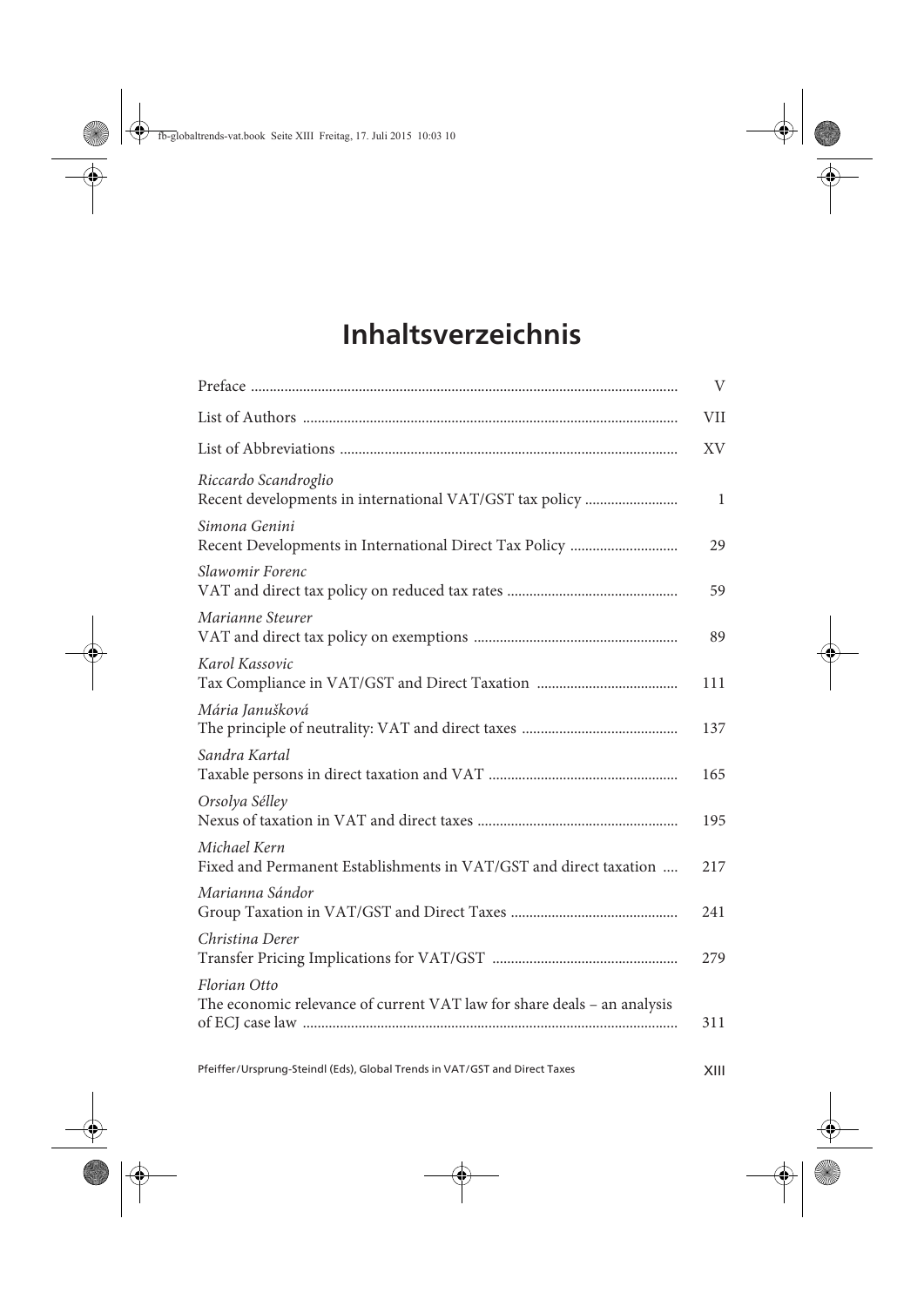# Inhaltsverzeichnis

| | |
|---|---|
| Preface | V |
| List of Authors | VII |
| List of Abbreviations | XV |
| *Riccardo Scandroglio*<br>Recent developments in international VAT/GST tax policy | 1 |
| *Simona Genini*<br>Recent Developments in International Direct Tax Policy | 29 |
| *Slawomir Forenc*<br>VAT and direct tax policy on reduced tax rates | 59 |
| *Marianne Steurer*<br>VAT and direct tax policy on exemptions | 89 |
| *Karol Kassovic*<br>Tax Compliance in VAT/GST and Direct Taxation | 111 |
| *Mária Janušková*<br>The principle of neutrality: VAT and direct taxes | 137 |
| *Sandra Kartal*<br>Taxable persons in direct taxation and VAT | 165 |
| *Orsolya Sélley*<br>Nexus of taxation in VAT and direct taxes | 195 |
| *Michael Kern*<br>Fixed and Permanent Establishments in VAT/GST and direct taxation | 217 |
| *Marianna Sándor*<br>Group Taxation in VAT/GST and Direct Taxes | 241 |
| *Christina Derer*<br>Transfer Pricing Implications for VAT/GST | 279 |
| *Florian Otto*<br>The economic relevance of current VAT law for share deals – an analysis of ECJ case law | 311 |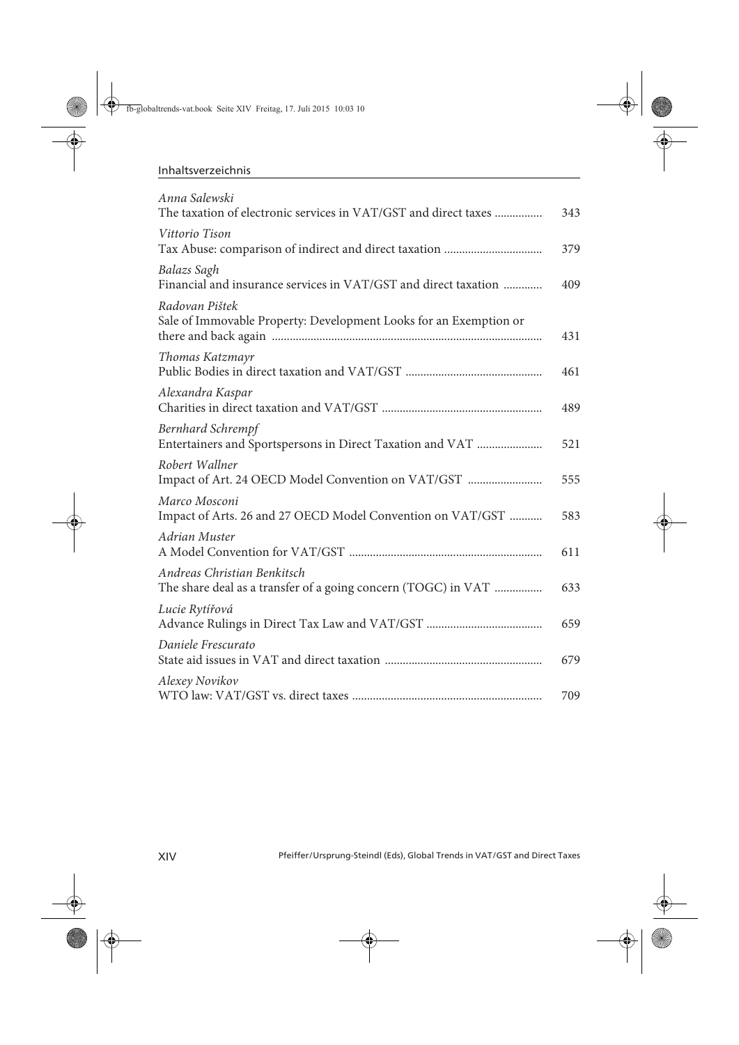*Anna Salewski*
The taxation of electronic services in VAT/GST and direct taxes ................ 343

*Vittorio Tison*
Tax Abuse: comparison of indirect and direct taxation ................................ 379

*Balazs Sagh*
Financial and insurance services in VAT/GST and direct taxation ............. 409

*Radovan Pištek*
Sale of Immovable Property: Development Looks for an Exemption or there and back again .......................................................................................... 431

*Thomas Katzmayr*
Public Bodies in direct taxation and VAT/GST ............................................ 461

*Alexandra Kaspar*
Charities in direct taxation and VAT/GST ..................................................... 489

*Bernhard Schrempf*
Entertainers and Sportspersons in Direct Taxation and VAT ...................... 521

*Robert Wallner*
Impact of Art. 24 OECD Model Convention on VAT/GST ......................... 555

*Marco Mosconi*
Impact of Arts. 26 and 27 OECD Model Convention on VAT/GST ........... 583

*Adrian Muster*
A Model Convention for VAT/GST ................................................................ 611

*Andreas Christian Benkitsch*
The share deal as a transfer of a going concern (TOGC) in VAT ................ 633

*Lucie Rytířová*
Advance Rulings in Direct Tax Law and VAT/GST ...................................... 659

*Daniele Frescurato*
State aid issues in VAT and direct taxation .................................................... 679

*Alexey Novikov*
WTO law: VAT/GST vs. direct taxes ............................................................... 709